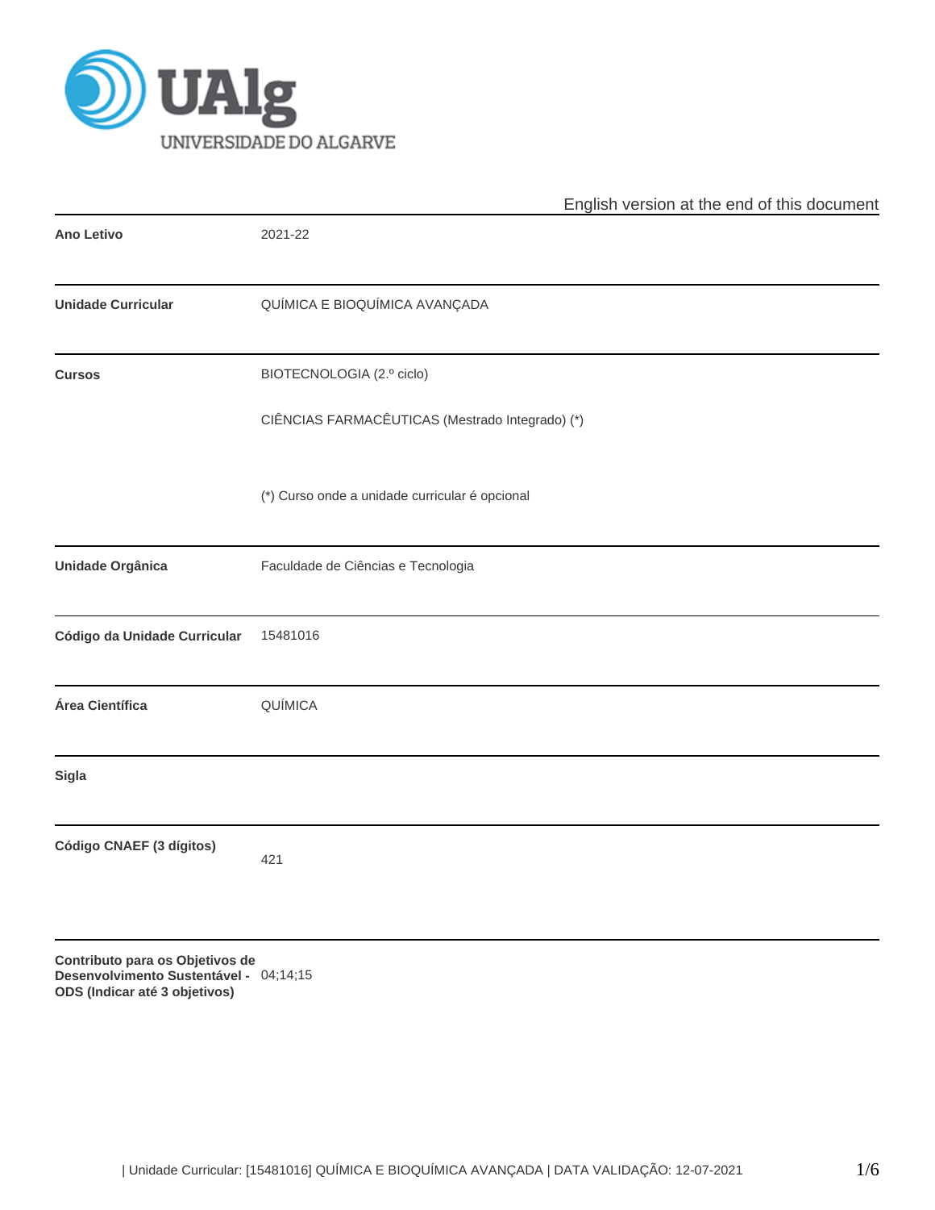English version at the end of this document

| | |
|---|---|
| **Ano Letivo** | 2021-22 |
| **Unidade Curricular** | QUÍMICA E BIOQUÍMICA AVANÇADA |
| **Cursos** | BIOTECNOLOGIA (2.º ciclo)<br><br>CIÊNCIAS FARMACÊUTICAS (Mestrado Integrado) (*)<br><br>(*) Curso onde a unidade curricular é opcional |
| **Unidade Orgânica** | Faculdade de Ciências e Tecnologia |
| **Código da Unidade Curricular** | 15481016 |
| **Área Científica** | QUÍMICA |
| **Sigla** | |
| **Código CNAEF (3 dígitos)** | 421 |
| **Contributo para os Objetivos de Desenvolvimento Sustentável - ODS (Indicar até 3 objetivos)** | 04;14;15 |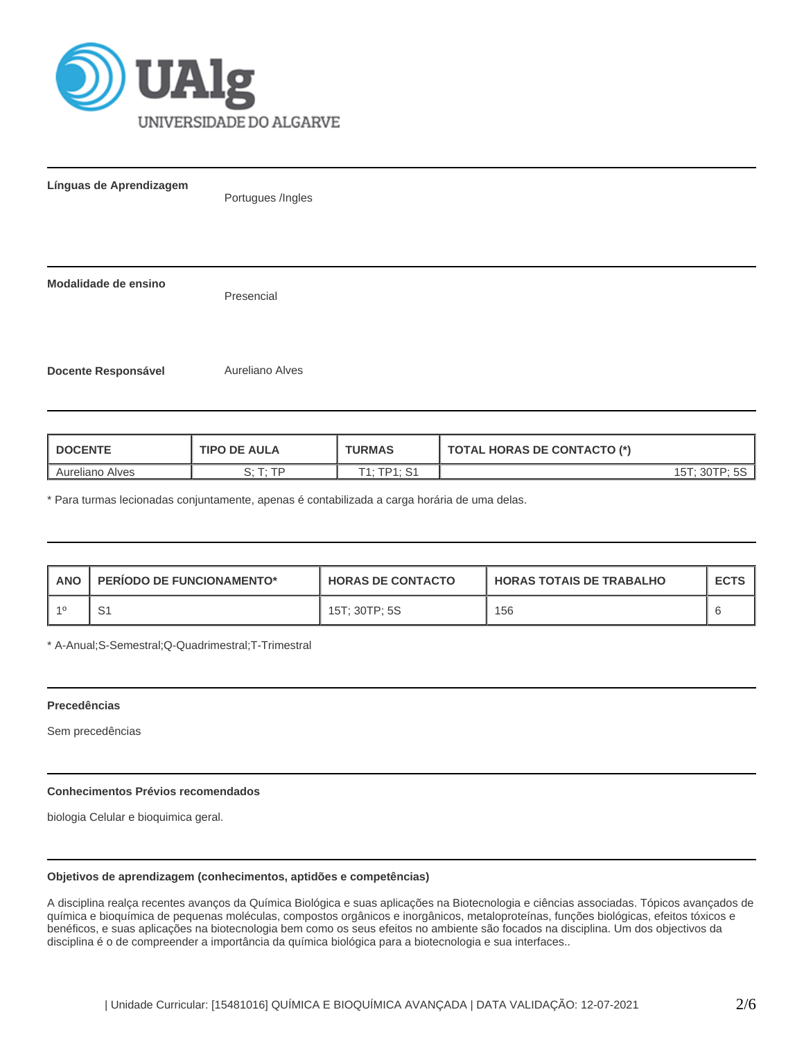**Línguas de Aprendizagem**

Portugues /Ingles

**Modalidade de ensino**

Presencial

**Docente Responsável**

Aureliano Alves

| DOCENTE | TIPO DE AULA | TURMAS | TOTAL HORAS DE CONTACTO (*) |
|---|---|---|---|
| Aureliano Alves | S; T; TP | T1; TP1; S1 | 15T; 30TP; 5S |

* Para turmas lecionadas conjuntamente, apenas é contabilizada a carga horária de uma delas.

| ANO | PERÍODO DE FUNCIONAMENTO* | HORAS DE CONTACTO | HORAS TOTAIS DE TRABALHO | ECTS |
|---|---|---|---|---|
| 1º | S1 | 15T; 30TP; 5S | 156 | 6 |

* A-Anual;S-Semestral;Q-Quadrimestral;T-Trimestral

**Precedências**

Sem precedências

**Conhecimentos Prévios recomendados**

biologia Celular e bioquimica geral.

**Objetivos de aprendizagem (conhecimentos, aptidões e competências)**

A disciplina realça recentes avanços da Química Biológica e suas aplicações na Biotecnologia e ciências associadas. Tópicos avançados de química e bioquímica de pequenas moléculas, compostos orgânicos e inorgânicos, metaloproteínas, funções biológicas, efeitos tóxicos e benéficos, e suas aplicações na biotecnologia bem como os seus efeitos no ambiente são focados na disciplina. Um dos objectivos da disciplina é o de compreender a importância da química biológica para a biotecnologia e sua interfaces..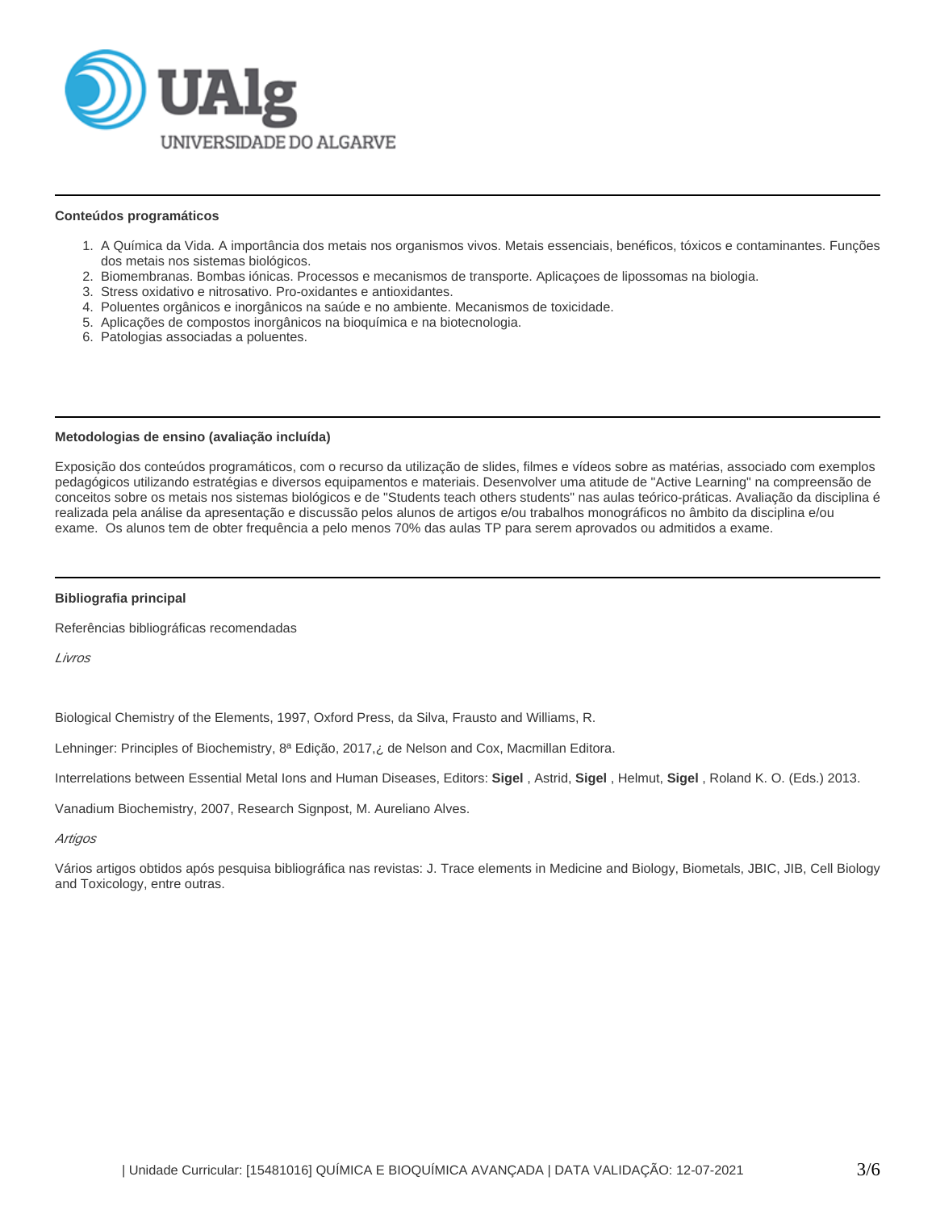### Conteúdos programáticos

1. A Química da Vida. A importância dos metais nos organismos vivos. Metais essenciais, benéficos, tóxicos e contaminantes. Funções dos metais nos sistemas biológicos.
2. Biomembranas. Bombas iónicas. Processos e mecanismos de transporte. Aplicaçoes de lipossomas na biologia.
3. Stress oxidativo e nitrosativo. Pro-oxidantes e antioxidantes.
4. Poluentes orgânicos e inorgânicos na saúde e no ambiente. Mecanismos de toxicidade.
5. Aplicações de compostos inorgânicos na bioquímica e na biotecnologia.
6. Patologias associadas a poluentes.

### Metodologias de ensino (avaliação incluída)

Exposição dos conteúdos programáticos, com o recurso da utilização de slides, filmes e vídeos sobre as matérias, associado com exemplos pedagógicos utilizando estratégias e diversos equipamentos e materiais. Desenvolver uma atitude de "Active Learning" na compreensão de conceitos sobre os metais nos sistemas biológicos e de "Students teach others students" nas aulas teórico-práticas. Avaliação da disciplina é realizada pela análise da apresentação e discussão pelos alunos de artigos e/ou trabalhos monográficos no âmbito da disciplina e/ou exame. Os alunos tem de obter frequência a pelo menos 70% das aulas TP para serem aprovados ou admitidos a exame.

### Bibliografia principal

Referências bibliográficas recomendadas

*Livros*

Biological Chemistry of the Elements, 1997, Oxford Press, da Silva, Frausto and Williams, R.

Lehninger: Principles of Biochemistry, 8ª Edição, 2017,¿ de Nelson and Cox, Macmillan Editora.

Interrelations between Essential Metal Ions and Human Diseases, Editors: **Sigel** , Astrid, **Sigel** , Helmut, **Sigel** , Roland K. O. (Eds.) 2013.

Vanadium Biochemistry, 2007, Research Signpost, M. Aureliano Alves.

*Artigos*

Vários artigos obtidos após pesquisa bibliográfica nas revistas: J. Trace elements in Medicine and Biology, Biometals, JBIC, JIB, Cell Biology and Toxicology, entre outras.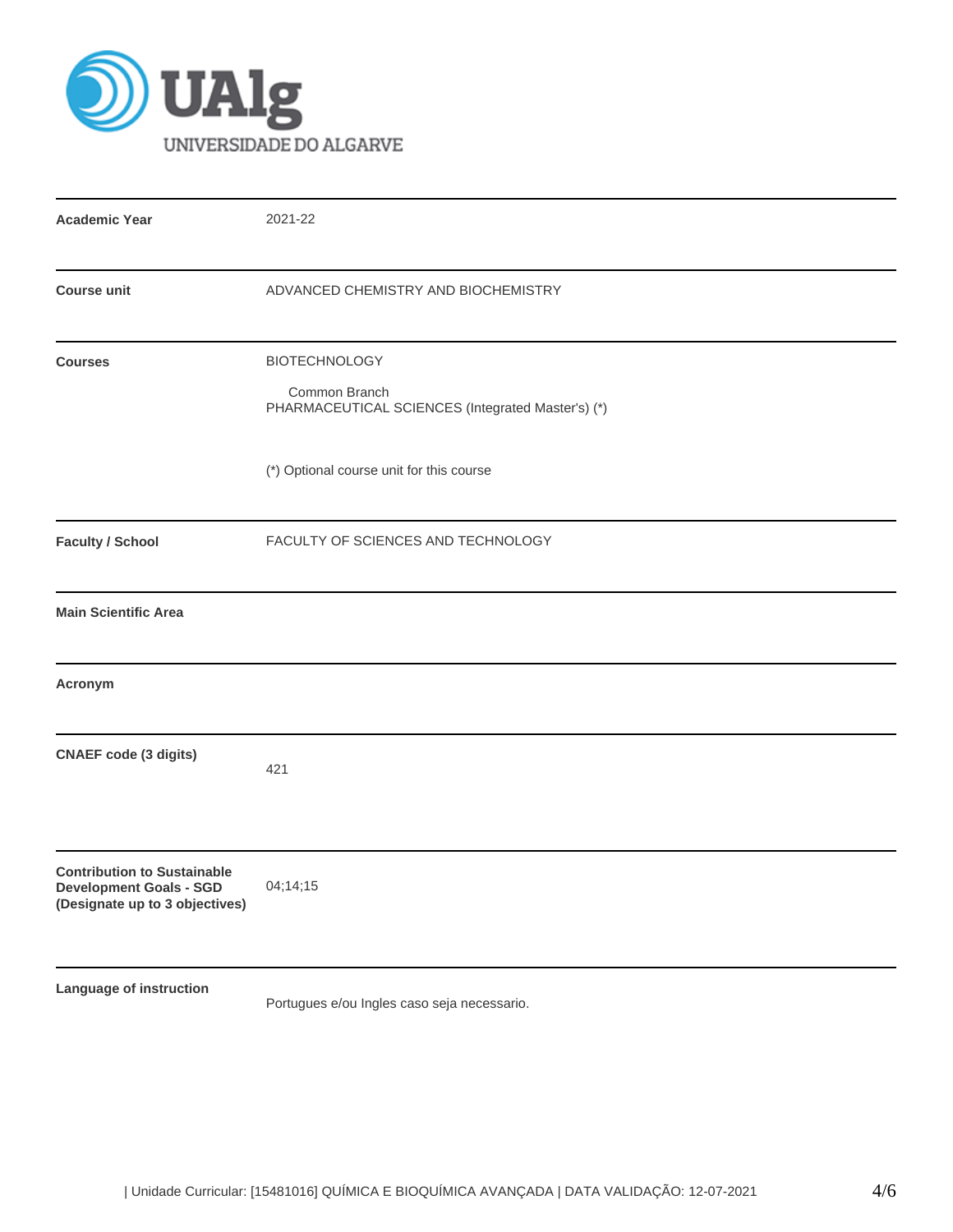| | |
|---|---|
| **Academic Year** | 2021-22 |
| **Course unit** | ADVANCED CHEMISTRY AND BIOCHEMISTRY |
| **Courses** | BIOTECHNOLOGY<br>Common Branch<br>PHARMACEUTICAL SCIENCES (Integrated Master's) (*)<br><br>(*) Optional course unit for this course |
| **Faculty / School** | FACULTY OF SCIENCES AND TECHNOLOGY |
| **Main Scientific Area** | |
| **Acronym** | |
| **CNAEF code (3 digits)** | 421 |
| **Contribution to Sustainable Development Goals - SGD (Designate up to 3 objectives)** | 04;14;15 |
| **Language of instruction** | Portugues e/ou Ingles caso seja necessario. |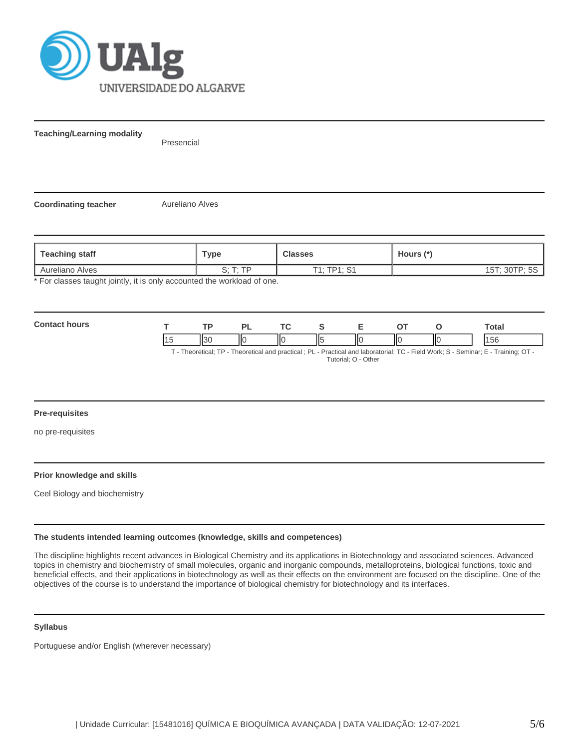**Teaching/Learning modality**

Presencial

**Coordinating teacher**

Aureliano Alves

| Teaching staff | Type | Classes | Hours (*) |
|---|---|---|---|
| Aureliano Alves | S; T; TP | T1; TP1; S1 | 15T; 30TP; 5S |

* For classes taught jointly, it is only accounted the workload of one.

**Contact hours**

| T | TP | PL | TC | S | E | OT | O | Total |
|---|---|---|---|---|---|---|---|---|
| 15 | 30 | 0 | 0 | 5 | 0 | 0 | 0 | 156 |

T - Theoretical; TP - Theoretical and practical ; PL - Practical and laboratorial; TC - Field Work; S - Seminar; E - Training; OT - Tutorial; O - Other

**Pre-requisites**

no pre-requisites

**Prior knowledge and skills**

Ceel Biology and biochemistry

**The students intended learning outcomes (knowledge, skills and competences)**

The discipline highlights recent advances in Biological Chemistry and its applications in Biotechnology and associated sciences. Advanced topics in chemistry and biochemistry of small molecules, organic and inorganic compounds, metalloproteins, biological functions, toxic and beneficial effects, and their applications in biotechnology as well as their effects on the environment are focused on the discipline. One of the objectives of the course is to understand the importance of biological chemistry for biotechnology and its interfaces.

**Syllabus**

Portuguese and/or English (wherever necessary)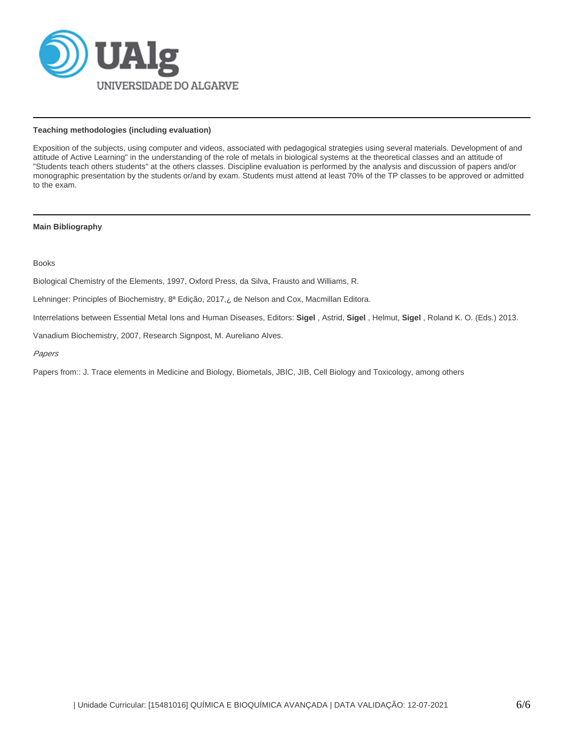#### Teaching methodologies (including evaluation)

Exposition of the subjects, using computer and videos, associated with pedagogical strategies using several materials. Development of and attitude of Active Learning" in the understanding of the role of metals in biological systems at the theoretical classes and an attitude of "Students teach others students" at the others classes. Discipline evaluation is performed by the analysis and discussion of papers and/or monographic presentation by the students or/and by exam. Students must attend at least 70% of the TP classes to be approved or admitted to the exam.

#### Main Bibliography

Books

Biological Chemistry of the Elements, 1997, Oxford Press, da Silva, Frausto and Williams, R.

Lehninger: Principles of Biochemistry, 8ª Edição, 2017,¿ de Nelson and Cox, Macmillan Editora.

Interrelations between Essential Metal Ions and Human Diseases, Editors: **Sigel** , Astrid, **Sigel** , Helmut, **Sigel** , Roland K. O. (Eds.) 2013.

Vanadium Biochemistry, 2007, Research Signpost, M. Aureliano Alves.

*Papers*

Papers from:: J. Trace elements in Medicine and Biology, Biometals, JBIC, JIB, Cell Biology and Toxicology, among others